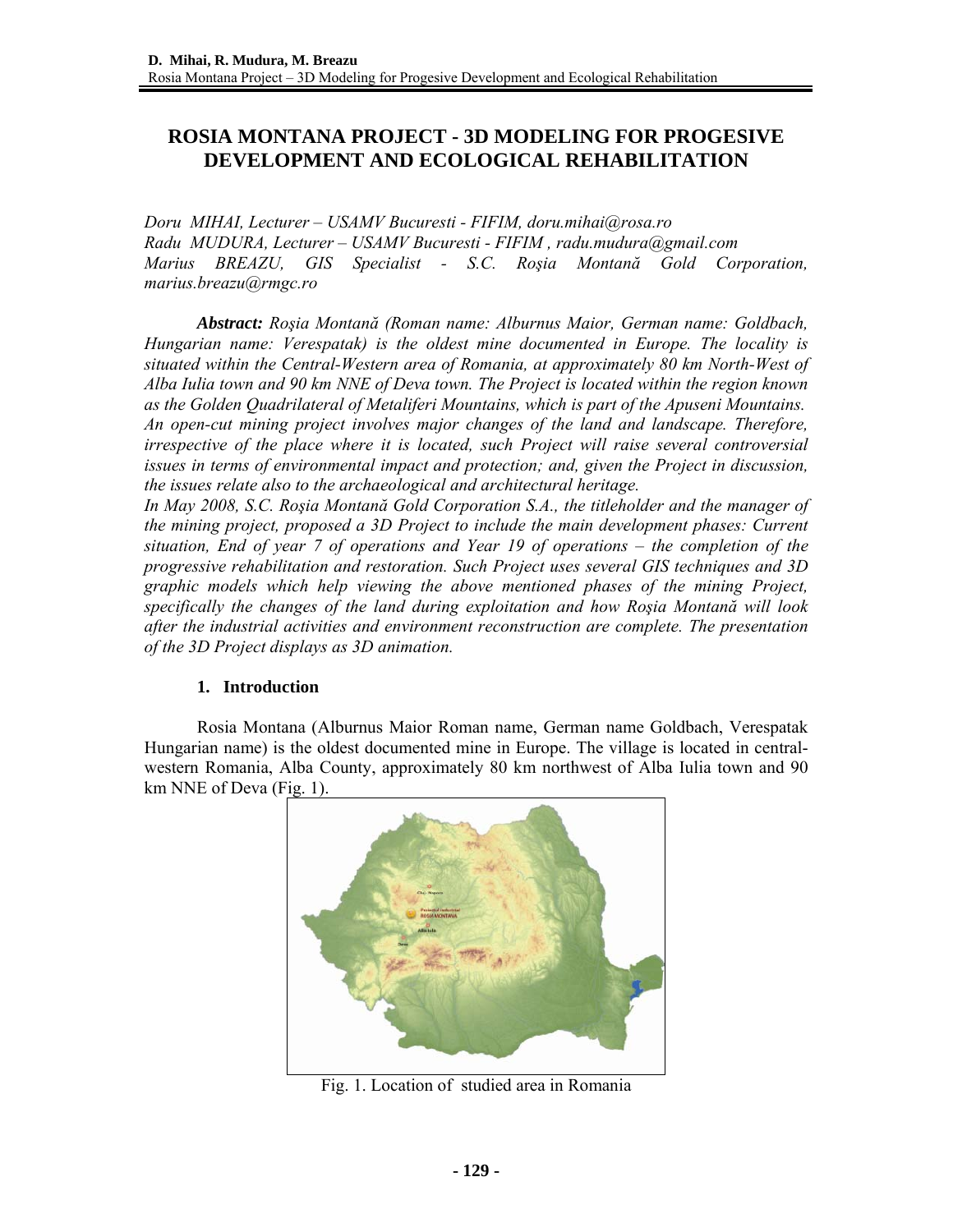# ROSIA MONTANA PROJECT - 3D MODELING FOR PROGESIVE DEVELOPMENT AND ECOLOGICAL REHABILITATION

*Doru MIHAI, Lecturer – USAMV Bucuresti - FIFIM, doru.mihai@rosa.ro*
*Radu MUDURA, Lecturer – USAMV Bucuresti - FIFIM , radu.mudura@gmail.com*
*Marius BREAZU, GIS Specialist - S.C. Roşia Montană Gold Corporation, marius.breazu@rmgc.ro*

***Abstract:*** *Roşia Montană (Roman name: Alburnus Maior, German name: Goldbach, Hungarian name: Verespatak) is the oldest mine documented in Europe. The locality is situated within the Central-Western area of Romania, at approximately 80 km North-West of Alba Iulia town and 90 km NNE of Deva town. The Project is located within the region known as the Golden Quadrilateral of Metaliferi Mountains, which is part of the Apuseni Mountains. An open-cut mining project involves major changes of the land and landscape. Therefore, irrespective of the place where it is located, such Project will raise several controversial issues in terms of environmental impact and protection; and, given the Project in discussion, the issues relate also to the archaeological and architectural heritage.*
*In May 2008, S.C. Roşia Montană Gold Corporation S.A., the titleholder and the manager of the mining project, proposed a 3D Project to include the main development phases: Current situation, End of year 7 of operations and Year 19 of operations – the completion of the progressive rehabilitation and restoration. Such Project uses several GIS techniques and 3D graphic models which help viewing the above mentioned phases of the mining Project, specifically the changes of the land during exploitation and how Roşia Montană will look after the industrial activities and environment reconstruction are complete. The presentation of the 3D Project displays as 3D animation.*

## 1. Introduction

Rosia Montana (Alburnus Maior Roman name, German name Goldbach, Verespatak Hungarian name) is the oldest documented mine in Europe. The village is located in central-western Romania, Alba County, approximately 80 km northwest of Alba Iulia town and 90 km NNE of Deva (Fig. 1).

Fig. 1. Location of studied area in Romania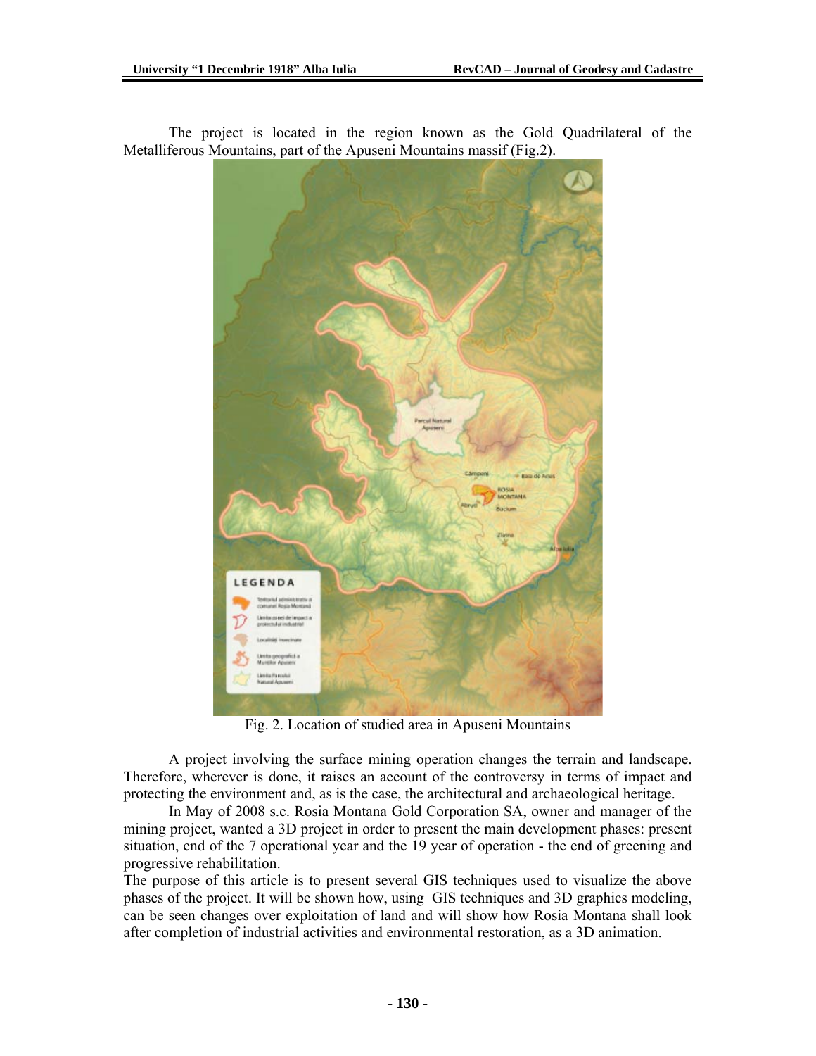The project is located in the region known as the Gold Quadrilateral of the Metalliferous Mountains, part of the Apuseni Mountains massif (Fig.2).

Fig. 2. Location of studied area in Apuseni Mountains

A project involving the surface mining operation changes the terrain and landscape. Therefore, wherever is done, it raises an account of the controversy in terms of impact and protecting the environment and, as is the case, the architectural and archaeological heritage.

In May of 2008 s.c. Rosia Montana Gold Corporation SA, owner and manager of the mining project, wanted a 3D project in order to present the main development phases: present situation, end of the 7 operational year and the 19 year of operation - the end of greening and progressive rehabilitation.

The purpose of this article is to present several GIS techniques used to visualize the above phases of the project. It will be shown how, using GIS techniques and 3D graphics modeling, can be seen changes over exploitation of land and will show how Rosia Montana shall look after completion of industrial activities and environmental restoration, as a 3D animation.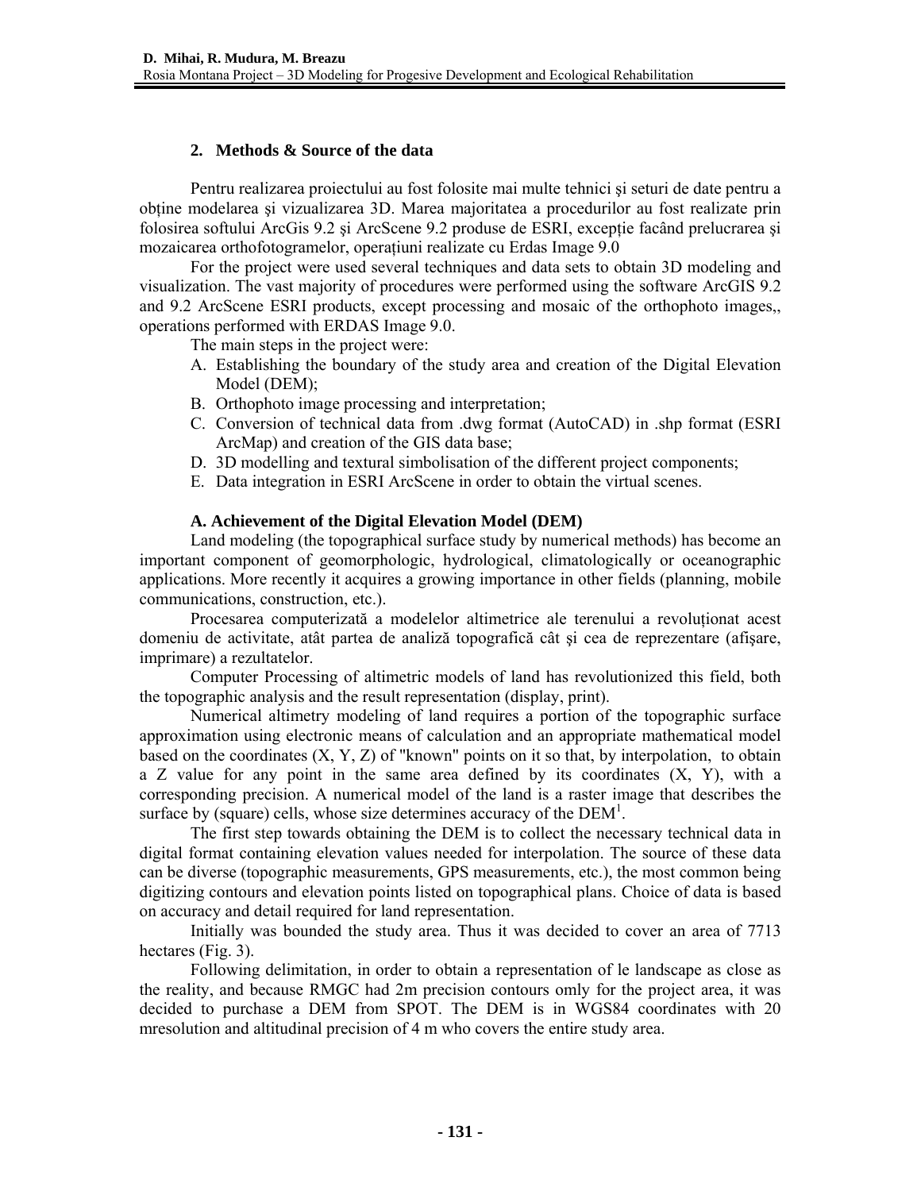## 2. Methods & Source of the data

Pentru realizarea proiectului au fost folosite mai multe tehnici şi seturi de date pentru a obține modelarea şi vizualizarea 3D. Marea majoritatea a procedurilor au fost realizate prin folosirea softului ArcGis 9.2 şi ArcScene 9.2 produse de ESRI, excepție facând prelucrarea şi mozaicarea orthofotogramelor, operațiuni realizate cu Erdas Image 9.0

For the project were used several techniques and data sets to obtain 3D modeling and visualization. The vast majority of procedures were performed using the software ArcGIS 9.2 and 9.2 ArcScene ESRI products, except processing and mosaic of the orthophoto images,, operations performed with ERDAS Image 9.0.

The main steps in the project were:

A. Establishing the boundary of the study area and creation of the Digital Elevation Model (DEM);
B. Orthophoto image processing and interpretation;
C. Conversion of technical data from .dwg format (AutoCAD) in .shp format (ESRI ArcMap) and creation of the GIS data base;
D. 3D modelling and textural simbolisation of the different project components;
E. Data integration in ESRI ArcScene in order to obtain the virtual scenes.

### A. Achievement of the Digital Elevation Model (DEM)

Land modeling (the topographical surface study by numerical methods) has become an important component of geomorphologic, hydrological, climatologically or oceanographic applications. More recently it acquires a growing importance in other fields (planning, mobile communications, construction, etc.).

Procesarea computerizată a modelelor altimetrice ale terenului a revoluționat acest domeniu de activitate, atât partea de analiză topografică cât şi cea de reprezentare (afişare, imprimare) a rezultatelor.

Computer Processing of altimetric models of land has revolutionized this field, both the topographic analysis and the result representation (display, print).

Numerical altimetry modeling of land requires a portion of the topographic surface approximation using electronic means of calculation and an appropriate mathematical model based on the coordinates (X, Y, Z) of "known" points on it so that, by interpolation, to obtain a Z value for any point in the same area defined by its coordinates (X, Y), with a corresponding precision. A numerical model of the land is a raster image that describes the surface by (square) cells, whose size determines accuracy of the DEM[1].

The first step towards obtaining the DEM is to collect the necessary technical data in digital format containing elevation values needed for interpolation. The source of these data can be diverse (topographic measurements, GPS measurements, etc.), the most common being digitizing contours and elevation points listed on topographical plans. Choice of data is based on accuracy and detail required for land representation.

Initially was bounded the study area. Thus it was decided to cover an area of 7713 hectares (Fig. 3).

Following delimitation, in order to obtain a representation of le landscape as close as the reality, and because RMGC had 2m precision contours omly for the project area, it was decided to purchase a DEM from SPOT. The DEM is in WGS84 coordinates with 20 mresolution and altitudinal precision of 4 m who covers the entire study area.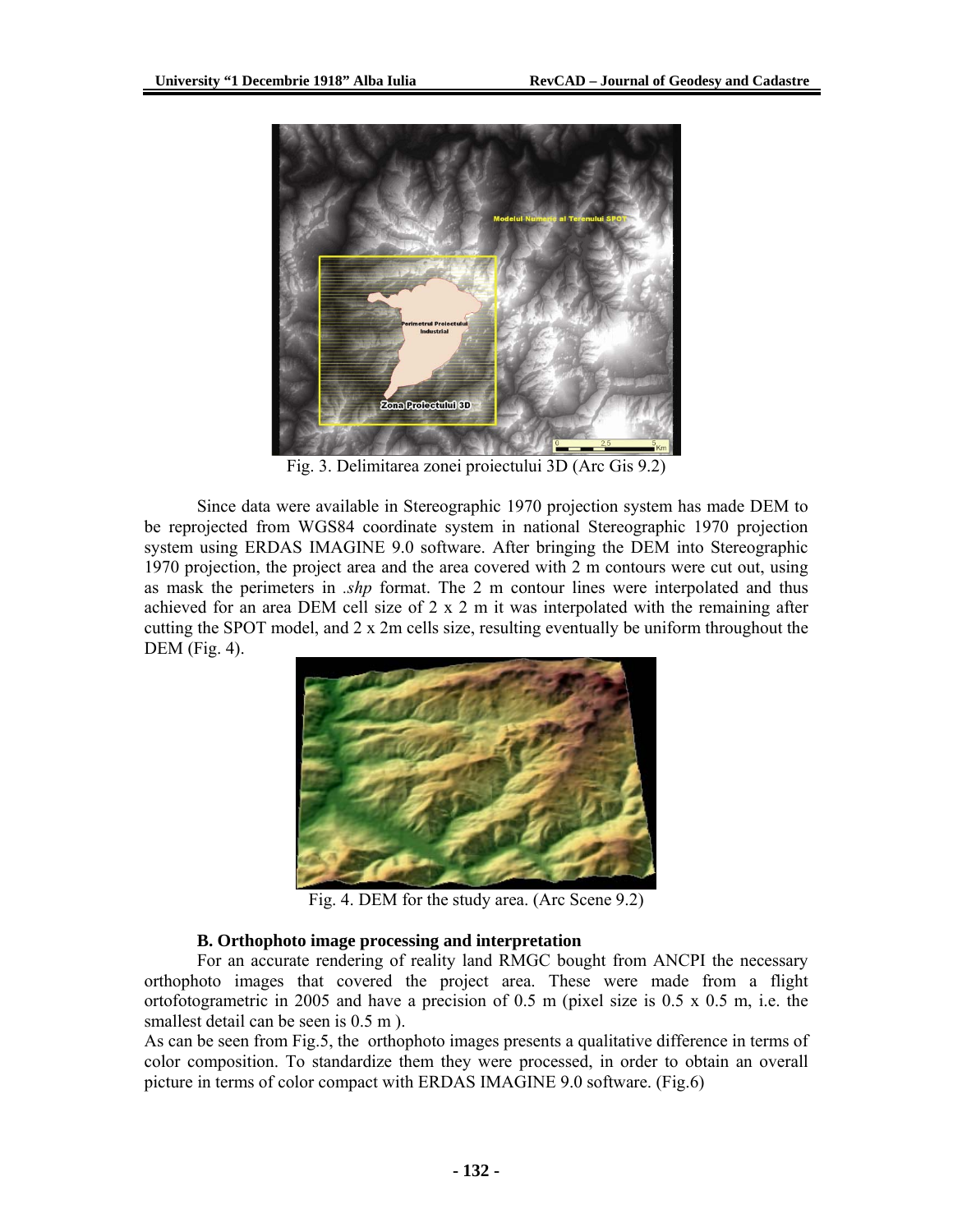Fig. 3. Delimitarea zonei proiectului 3D (Arc Gis 9.2)

Since data were available in Stereographic 1970 projection system has made DEM to be reprojected from WGS84 coordinate system in national Stereographic 1970 projection system using ERDAS IMAGINE 9.0 software. After bringing the DEM into Stereographic 1970 projection, the project area and the area covered with 2 m contours were cut out, using as mask the perimeters in *.shp* format. The 2 m contour lines were interpolated and thus achieved for an area DEM cell size of 2 x 2 m it was interpolated with the remaining after cutting the SPOT model, and 2 x 2m cells size, resulting eventually be uniform throughout the DEM (Fig. 4).

Fig. 4. DEM for the study area. (Arc Scene 9.2)

**B. Orthophoto image processing and interpretation**

For an accurate rendering of reality land RMGC bought from ANCPI the necessary orthophoto images that covered the project area. These were made from a flight ortofotogrametric in 2005 and have a precision of 0.5 m (pixel size is 0.5 x 0.5 m, i.e. the smallest detail can be seen is 0.5 m ).

As can be seen from Fig.5, the orthophoto images presents a qualitative difference in terms of color composition. To standardize them they were processed, in order to obtain an overall picture in terms of color compact with ERDAS IMAGINE 9.0 software. (Fig.6)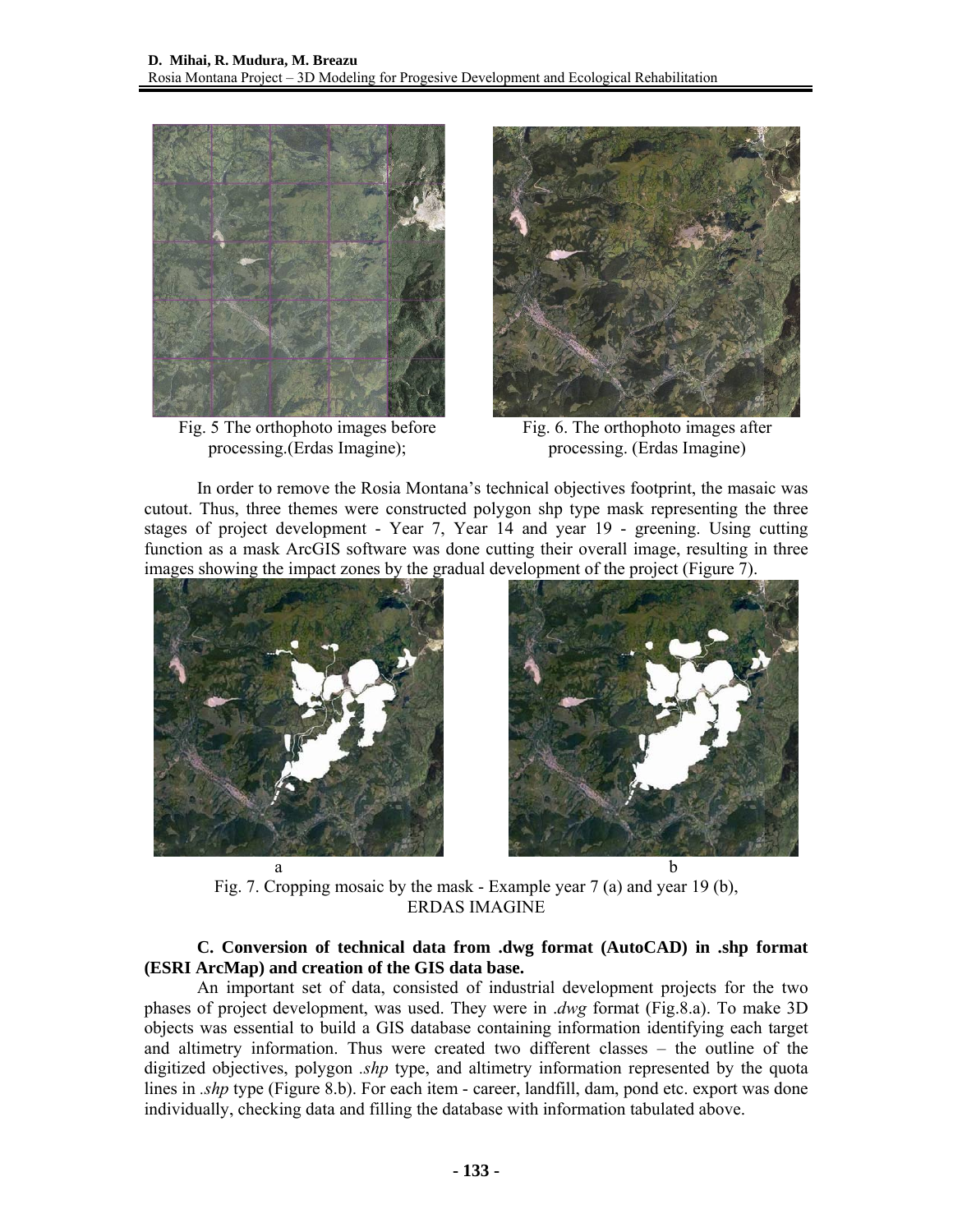Fig. 5 The orthophoto images before processing.(Erdas Imagine);

Fig. 6. The orthophoto images after processing. (Erdas Imagine)

In order to remove the Rosia Montana's technical objectives footprint, the masaic was cutout. Thus, three themes were constructed polygon shp type mask representing the three stages of project development - Year 7, Year 14 and year 19 - greening. Using cutting function as a mask ArcGIS software was done cutting their overall image, resulting in three images showing the impact zones by the gradual development of the project (Figure 7).

a b

Fig. 7. Cropping mosaic by the mask - Example year 7 (a) and year 19 (b), ERDAS IMAGINE

**C. Conversion of technical data from .dwg format (AutoCAD) in .shp format (ESRI ArcMap) and creation of the GIS data base.**

An important set of data, consisted of industrial development projects for the two phases of project development, was used. They were in *.dwg* format (Fig.8.a). To make 3D objects was essential to build a GIS database containing information identifying each target and altimetry information. Thus were created two different classes – the outline of the digitized objectives, polygon *.shp* type, and altimetry information represented by the quota lines in *.shp* type (Figure 8.b). For each item - career, landfill, dam, pond etc. export was done individually, checking data and filling the database with information tabulated above.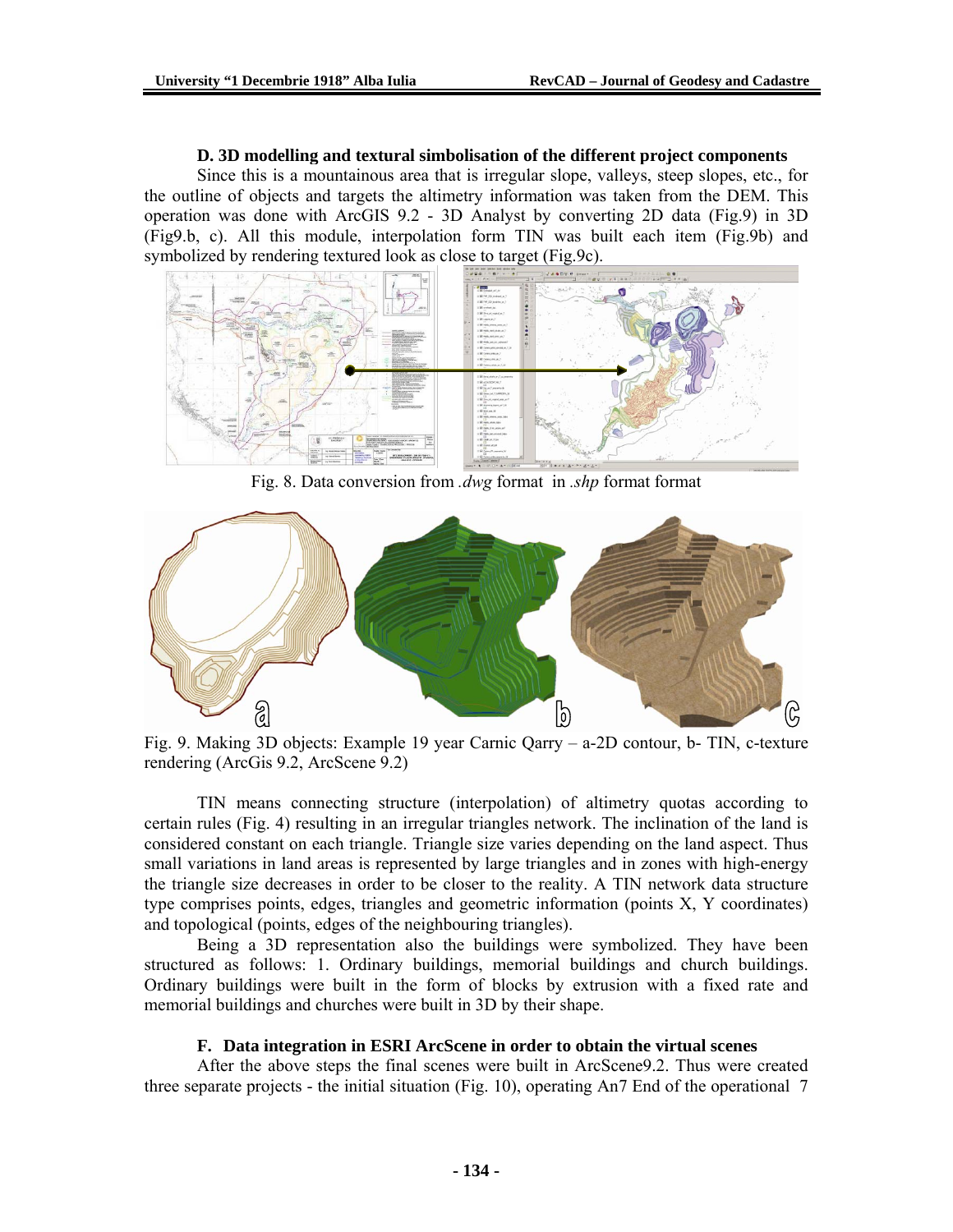#### D. 3D modelling and textural simbolisation of the different project components

Since this is a mountainous area that is irregular slope, valleys, steep slopes, etc., for the outline of objects and targets the altimetry information was taken from the DEM. This operation was done with ArcGIS 9.2 - 3D Analyst by converting 2D data (Fig.9) in 3D (Fig9.b, c). All this module, interpolation form TIN was built each item (Fig.9b) and symbolized by rendering textured look as close to target (Fig.9c).

Fig. 8. Data conversion from *.dwg* format in *.shp* format format

Fig. 9. Making 3D objects: Example 19 year Carnic Qarry – a-2D contour, b- TIN, c-texture rendering (ArcGis 9.2, ArcScene 9.2)

TIN means connecting structure (interpolation) of altimetry quotas according to certain rules (Fig. 4) resulting in an irregular triangles network. The inclination of the land is considered constant on each triangle. Triangle size varies depending on the land aspect. Thus small variations in land areas is represented by large triangles and in zones with high-energy the triangle size decreases in order to be closer to the reality. A TIN network data structure type comprises points, edges, triangles and geometric information (points X, Y coordinates) and topological (points, edges of the neighbouring triangles).

Being a 3D representation also the buildings were symbolized. They have been structured as follows: 1. Ordinary buildings, memorial buildings and church buildings. Ordinary buildings were built in the form of blocks by extrusion with a fixed rate and memorial buildings and churches were built in 3D by their shape.

#### F. Data integration in ESRI ArcScene in order to obtain the virtual scenes

After the above steps the final scenes were built in ArcScene9.2. Thus were created three separate projects - the initial situation (Fig. 10), operating An7 End of the operational 7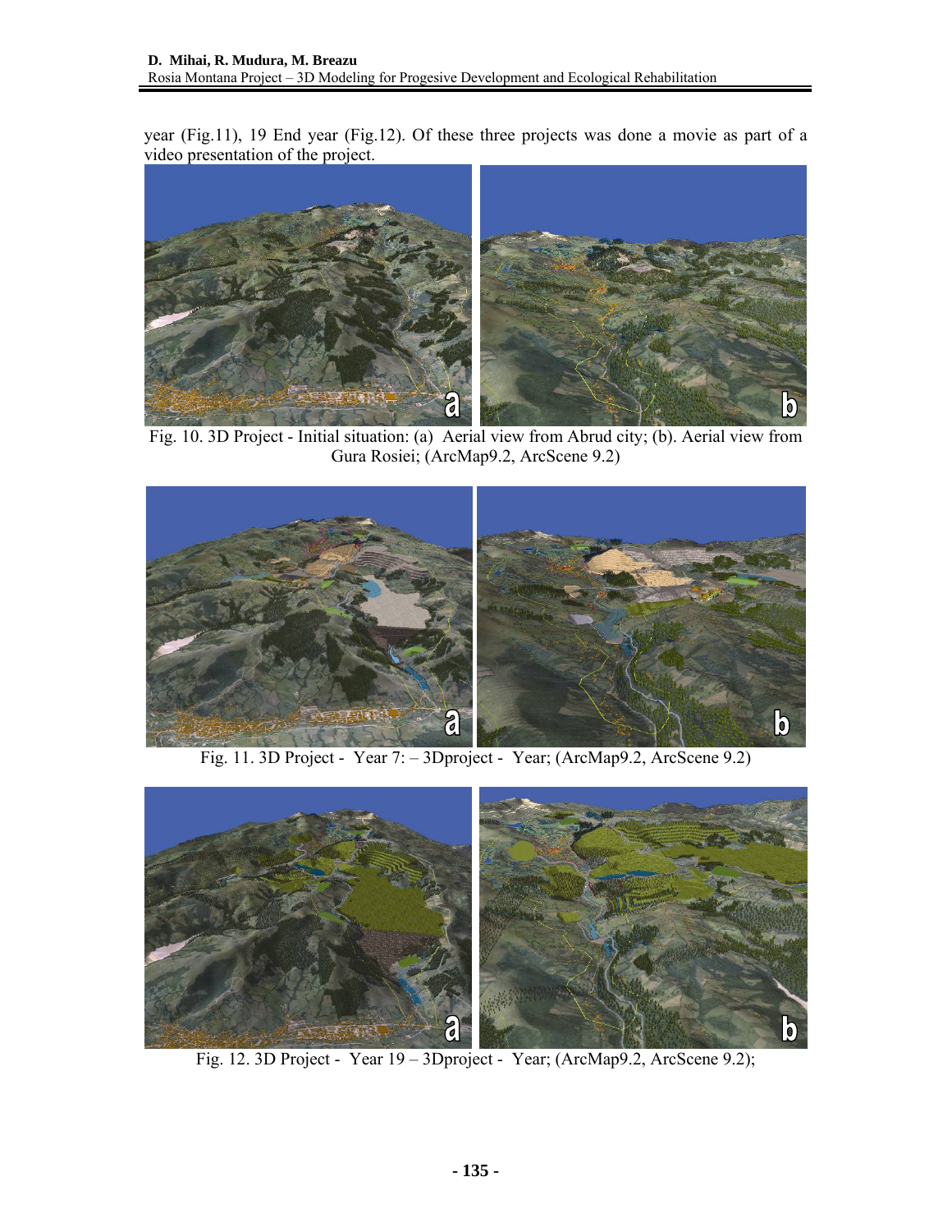year (Fig.11), 19 End year (Fig.12). Of these three projects was done a movie as part of a video presentation of the project.

Fig. 10. 3D Project - Initial situation: (a) Aerial view from Abrud city; (b). Aerial view from Gura Rosiei; (ArcMap9.2, ArcScene 9.2)

Fig. 11. 3D Project - Year 7: – 3Dproject - Year; (ArcMap9.2, ArcScene 9.2)

Fig. 12. 3D Project - Year 19 – 3Dproject - Year; (ArcMap9.2, ArcScene 9.2);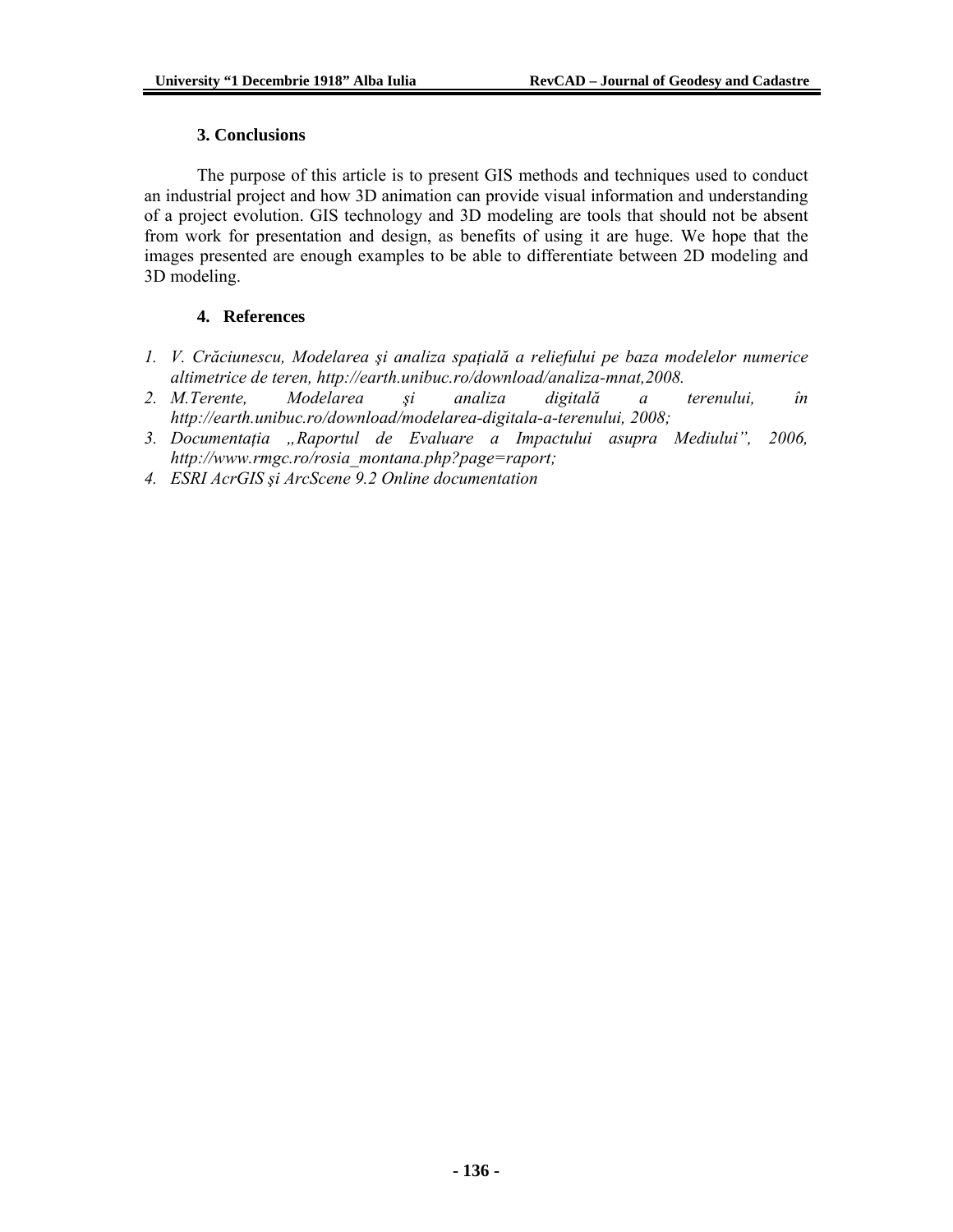### 3. Conclusions

The purpose of this article is to present GIS methods and techniques used to conduct an industrial project and how 3D animation can provide visual information and understanding of a project evolution. GIS technology and 3D modeling are tools that should not be absent from work for presentation and design, as benefits of using it are huge. We hope that the images presented are enough examples to be able to differentiate between 2D modeling and 3D modeling.

### 4. References

1. *V. Crăciunescu, Modelarea şi analiza spaţială a reliefului pe baza modelelor numerice altimetrice de teren, http://earth.unibuc.ro/download/analiza-mnat,2008.*
2. *M.Terente, Modelarea şi analiza digitală a terenului, în http://earth.unibuc.ro/download/modelarea-digitala-a-terenului, 2008;*
3. *Documentaţia „Raportul de Evaluare a Impactului asupra Mediului", 2006, http://www.rmgc.ro/rosia_montana.php?page=raport;*
4. *ESRI AcrGIS şi ArcScene 9.2 Online documentation*